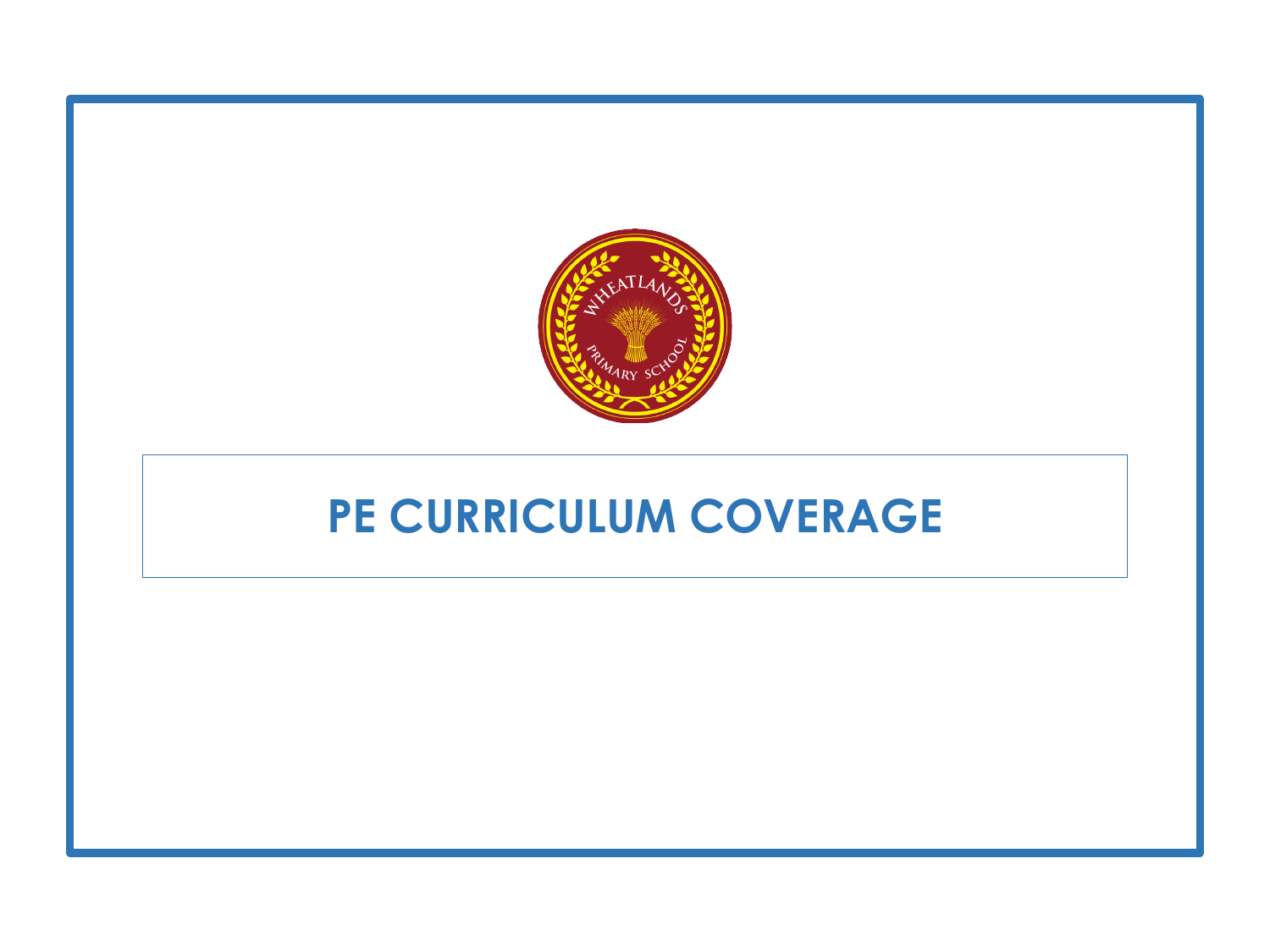# PE CURRICULUM COVERAGE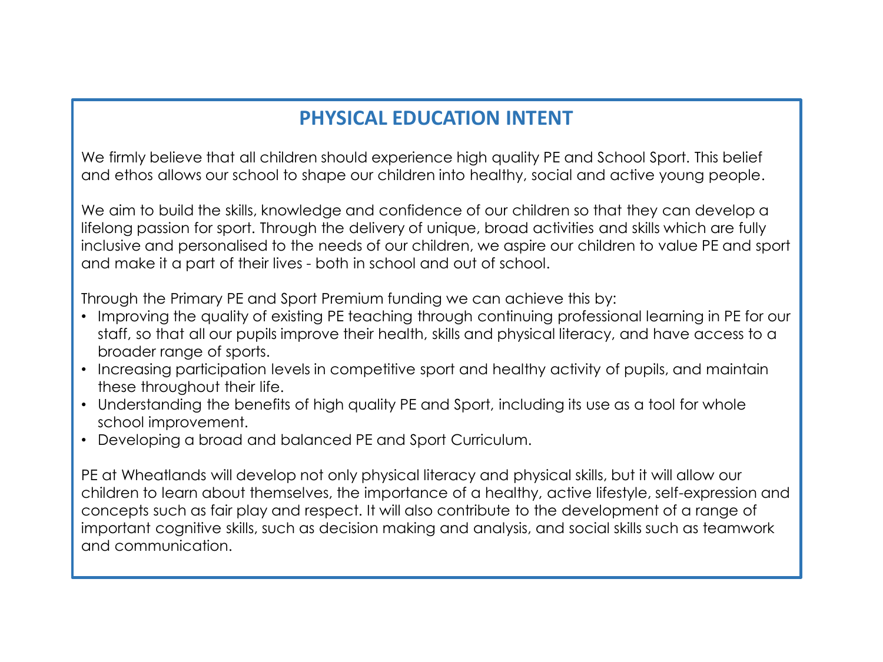# PHYSICAL EDUCATION INTENT

We firmly believe that all children should experience high quality PE and School Sport. This belief and ethos allows our school to shape our children into healthy, social and active young people.

We aim to build the skills, knowledge and confidence of our children so that they can develop a lifelong passion for sport. Through the delivery of unique, broad activities and skills which are fully inclusive and personalised to the needs of our children, we aspire our children to value PE and sport and make it a part of their lives - both in school and out of school.

Through the Primary PE and Sport Premium funding we can achieve this by:

- Improving the quality of existing PE teaching through continuing professional learning in PE for our staff, so that all our pupils improve their health, skills and physical literacy, and have access to a broader range of sports.
- Increasing participation levels in competitive sport and healthy activity of pupils, and maintain these throughout their life.
- Understanding the benefits of high quality PE and Sport, including its use as a tool for whole school improvement.
- Developing a broad and balanced PE and Sport Curriculum.

PE at Wheatlands will develop not only physical literacy and physical skills, but it will allow our children to learn about themselves, the importance of a healthy, active lifestyle, self-expression and concepts such as fair play and respect. It will also contribute to the development of a range of important cognitive skills, such as decision making and analysis, and social skills such as teamwork and communication.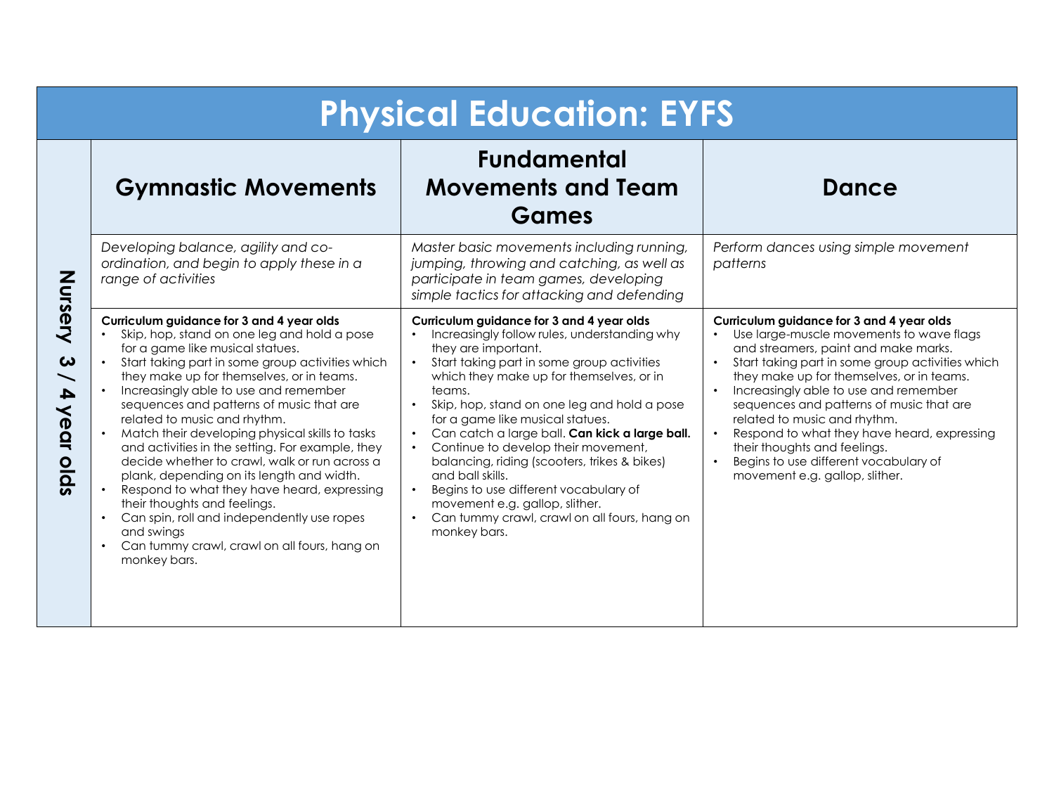# Physical Education: EYFS

| Nursery 3 / 4 year olds | Gymnastic Movements | Fundamental Movements and Team Games | Dance |
|---|---|---|---|
| | *Developing balance, agility and co-ordination, and begin to apply these in a range of activities* | *Master basic movements including running, jumping, throwing and catching, as well as participate in team games, developing simple tactics for attacking and defending* | *Perform dances using simple movement patterns* |
| | **Curriculum guidance for 3 and 4 year olds**<br>• Skip, hop, stand on one leg and hold a pose for a game like musical statues.<br>• Start taking part in some group activities which they make up for themselves, or in teams.<br>• Increasingly able to use and remember sequences and patterns of music that are related to music and rhythm.<br>• Match their developing physical skills to tasks and activities in the setting. For example, they decide whether to crawl, walk or run across a plank, depending on its length and width.<br>• Respond to what they have heard, expressing their thoughts and feelings.<br>• Can spin, roll and independently use ropes and swings<br>• Can tummy crawl, crawl on all fours, hang on monkey bars. | **Curriculum guidance for 3 and 4 year olds**<br>• Increasingly follow rules, understanding why they are important.<br>• Start taking part in some group activities which they make up for themselves, or in teams.<br>• Skip, hop, stand on one leg and hold a pose for a game like musical statues.<br>• Can catch a large ball. **Can kick a large ball.**<br>• Continue to develop their movement, balancing, riding (scooters, trikes & bikes) and ball skills.<br>• Begins to use different vocabulary of movement e.g. gallop, slither.<br>• Can tummy crawl, crawl on all fours, hang on monkey bars. | **Curriculum guidance for 3 and 4 year olds**<br>• Use large-muscle movements to wave flags and streamers, paint and make marks.<br>• Start taking part in some group activities which they make up for themselves, or in teams.<br>• Increasingly able to use and remember sequences and patterns of music that are related to music and rhythm.<br>• Respond to what they have heard, expressing their thoughts and feelings.<br>• Begins to use different vocabulary of movement e.g. gallop, slither. |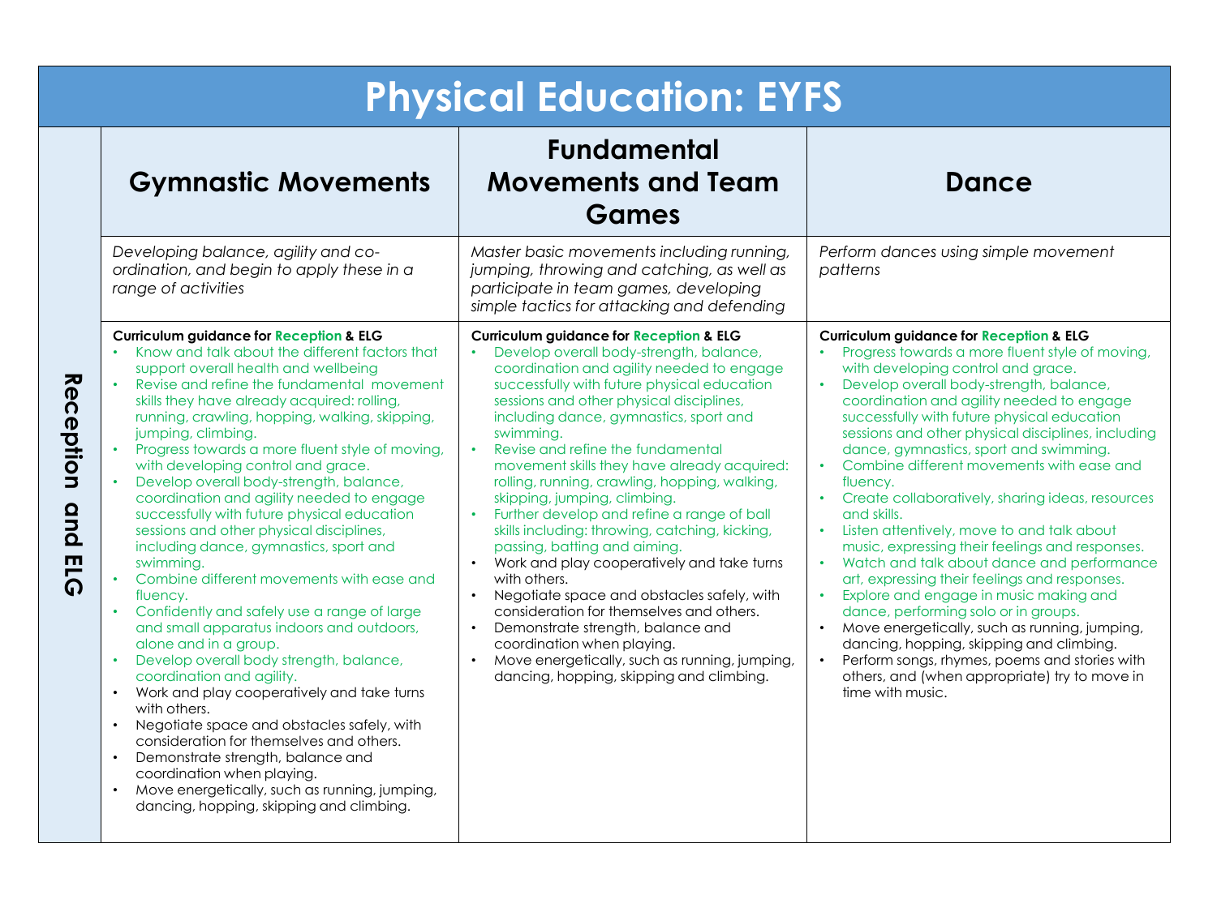# Physical Education: EYFS

| Reception and ELG | Gymnastic Movements | Fundamental Movements and Team Games | Dance |
|---|---|---|---|
| | *Developing balance, agility and co-ordination, and begin to apply these in a range of activities* | *Master basic movements including running, jumping, throwing and catching, as well as participate in team games, developing simple tactics for attacking and defending* | *Perform dances using simple movement patterns* |
| | **Curriculum guidance for Reception & ELG**<br>• Know and talk about the different factors that support overall health and wellbeing<br>• Revise and refine the fundamental movement skills they have already acquired: rolling, running, crawling, hopping, walking, skipping, jumping, climbing.<br>• Progress towards a more fluent style of moving, with developing control and grace.<br>• Develop overall body-strength, balance, coordination and agility needed to engage successfully with future physical education sessions and other physical disciplines, including dance, gymnastics, sport and swimming.<br>• Combine different movements with ease and fluency.<br>• Confidently and safely use a range of large and small apparatus indoors and outdoors, alone and in a group.<br>• Develop overall body strength, balance, coordination and agility.<br>• Work and play cooperatively and take turns with others.<br>• Negotiate space and obstacles safely, with consideration for themselves and others.<br>• Demonstrate strength, balance and coordination when playing.<br>• Move energetically, such as running, jumping, dancing, hopping, skipping and climbing. | **Curriculum guidance for Reception & ELG**<br>• Develop overall body-strength, balance, coordination and agility needed to engage successfully with future physical education sessions and other physical disciplines, including dance, gymnastics, sport and swimming.<br>• Revise and refine the fundamental movement skills they have already acquired: rolling, running, crawling, hopping, walking, skipping, jumping, climbing.<br>• Further develop and refine a range of ball skills including: throwing, catching, kicking, passing, batting and aiming.<br>• Work and play cooperatively and take turns with others.<br>• Negotiate space and obstacles safely, with consideration for themselves and others.<br>• Demonstrate strength, balance and coordination when playing.<br>• Move energetically, such as running, jumping, dancing, hopping, skipping and climbing. | **Curriculum guidance for Reception & ELG**<br>• Progress towards a more fluent style of moving, with developing control and grace.<br>• Develop overall body-strength, balance, coordination and agility needed to engage successfully with future physical education sessions and other physical disciplines, including dance, gymnastics, sport and swimming.<br>• Combine different movements with ease and fluency.<br>• Create collaboratively, sharing ideas, resources and skills.<br>• Listen attentively, move to and talk about music, expressing their feelings and responses.<br>• Watch and talk about dance and performance art, expressing their feelings and responses.<br>• Explore and engage in music making and dance, performing solo or in groups.<br>• Move energetically, such as running, jumping, dancing, hopping, skipping and climbing.<br>• Perform songs, rhymes, poems and stories with others, and (when appropriate) try to move in time with music. |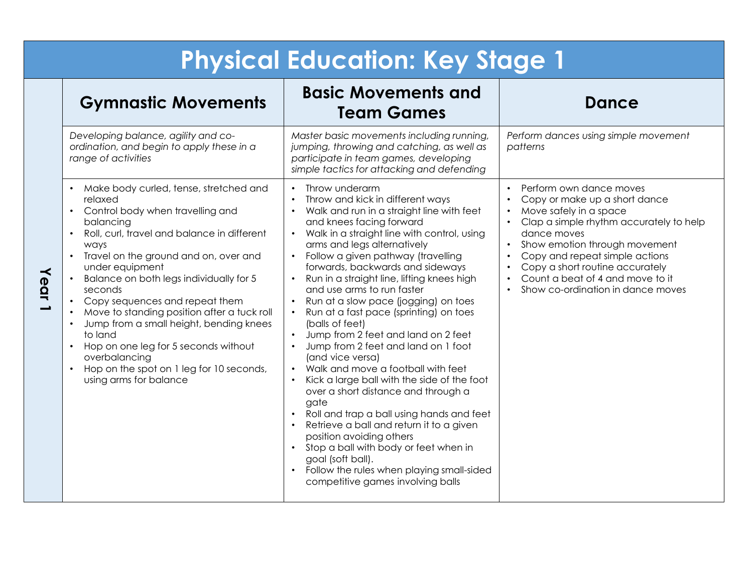# Physical Education: Key Stage 1

| | Gymnastic Movements | Basic Movements and Team Games | Dance |
|---|---|---|---|
| Year 1 | *Developing balance, agility and co-ordination, and begin to apply these in a range of activities* | *Master basic movements including running, jumping, throwing and catching, as well as participate in team games, developing simple tactics for attacking and defending* | *Perform dances using simple movement patterns* |
| | • Make body curled, tense, stretched and relaxed<br>• Control body when travelling and balancing<br>• Roll, curl, travel and balance in different ways<br>• Travel on the ground and on, over and under equipment<br>• Balance on both legs individually for 5 seconds<br>• Copy sequences and repeat them<br>• Move to standing position after a tuck roll<br>• Jump from a small height, bending knees to land<br>• Hop on one leg for 5 seconds without overbalancing<br>• Hop on the spot on 1 leg for 10 seconds, using arms for balance | • Throw underarm<br>• Throw and kick in different ways<br>• Walk and run in a straight line with feet and knees facing forward<br>• Walk in a straight line with control, using arms and legs alternatively<br>• Follow a given pathway (travelling forwards, backwards and sideways<br>• Run in a straight line, lifting knees high and use arms to run faster<br>• Run at a slow pace (jogging) on toes<br>• Run at a fast pace (sprinting) on toes (balls of feet)<br>• Jump from 2 feet and land on 2 feet<br>• Jump from 2 feet and land on 1 foot (and vice versa)<br>• Walk and move a football with feet<br>• Kick a large ball with the side of the foot over a short distance and through a gate<br>• Roll and trap a ball using hands and feet<br>• Retrieve a ball and return it to a given position avoiding others<br>• Stop a ball with body or feet when in goal (soft ball).<br>• Follow the rules when playing small-sided competitive games involving balls | • Perform own dance moves<br>• Copy or make up a short dance<br>• Move safely in a space<br>• Clap a simple rhythm accurately to help dance moves<br>• Show emotion through movement<br>• Copy and repeat simple actions<br>• Copy a short routine accurately<br>• Count a beat of 4 and move to it<br>• Show co-ordination in dance moves |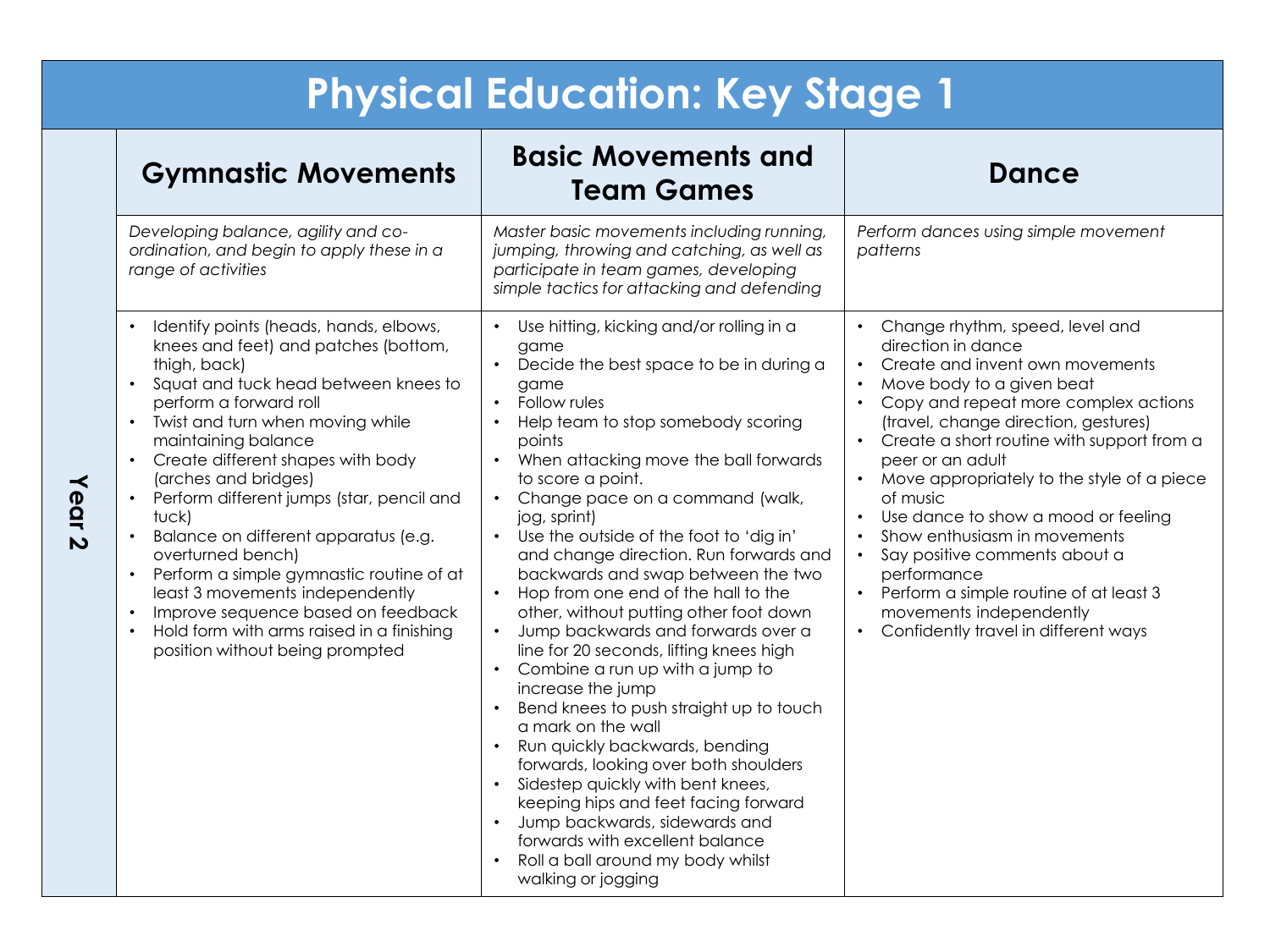# Physical Education: Key Stage 1

| | Gymnastic Movements | Basic Movements and Team Games | Dance |
|---|---|---|---|
| **Year 2** | *Developing balance, agility and co-ordination, and begin to apply these in a range of activities* | *Master basic movements including running, jumping, throwing and catching, as well as participate in team games, developing simple tactics for attacking and defending* | *Perform dances using simple movement patterns* |
| | • Identify points (heads, hands, elbows, knees and feet) and patches (bottom, thigh, back)<br>• Squat and tuck head between knees to perform a forward roll<br>• Twist and turn when moving while maintaining balance<br>• Create different shapes with body (arches and bridges)<br>• Perform different jumps (star, pencil and tuck)<br>• Balance on different apparatus (e.g. overturned bench)<br>• Perform a simple gymnastic routine of at least 3 movements independently<br>• Improve sequence based on feedback<br>• Hold form with arms raised in a finishing position without being prompted | • Use hitting, kicking and/or rolling in a game<br>• Decide the best space to be in during a game<br>• Follow rules<br>• Help team to stop somebody scoring points<br>• When attacking move the ball forwards to score a point.<br>• Change pace on a command (walk, jog, sprint)<br>• Use the outside of the foot to 'dig in' and change direction. Run forwards and backwards and swap between the two<br>• Hop from one end of the hall to the other, without putting other foot down<br>• Jump backwards and forwards over a line for 20 seconds, lifting knees high<br>• Combine a run up with a jump to increase the jump<br>• Bend knees to push straight up to touch a mark on the wall<br>• Run quickly backwards, bending forwards, looking over both shoulders<br>• Sidestep quickly with bent knees, keeping hips and feet facing forward<br>• Jump backwards, sidewards and forwards with excellent balance<br>• Roll a ball around my body whilst walking or jogging | • Change rhythm, speed, level and direction in dance<br>• Create and invent own movements<br>• Move body to a given beat<br>• Copy and repeat more complex actions (travel, change direction, gestures)<br>• Create a short routine with support from a peer or an adult<br>• Move appropriately to the style of a piece of music<br>• Use dance to show a mood or feeling<br>• Show enthusiasm in movements<br>• Say positive comments about a performance<br>• Perform a simple routine of at least 3 movements independently<br>• Confidently travel in different ways |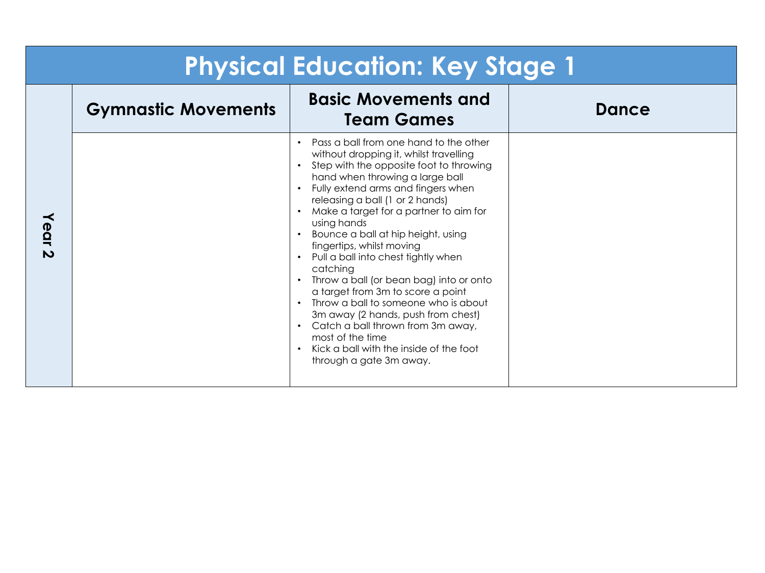# Physical Education: Key Stage 1

| | Gymnastic Movements | Basic Movements and Team Games | Dance |
|---|---|---|---|
| **Year 2** | | • Pass a ball from one hand to the other without dropping it, whilst travelling<br>• Step with the opposite foot to throwing hand when throwing a large ball<br>• Fully extend arms and fingers when releasing a ball (1 or 2 hands)<br>• Make a target for a partner to aim for using hands<br>• Bounce a ball at hip height, using fingertips, whilst moving<br>• Pull a ball into chest tightly when catching<br>• Throw a ball (or bean bag) into or onto a target from 3m to score a point<br>• Throw a ball to someone who is about 3m away (2 hands, push from chest)<br>• Catch a ball thrown from 3m away, most of the time<br>• Kick a ball with the inside of the foot through a gate 3m away. | |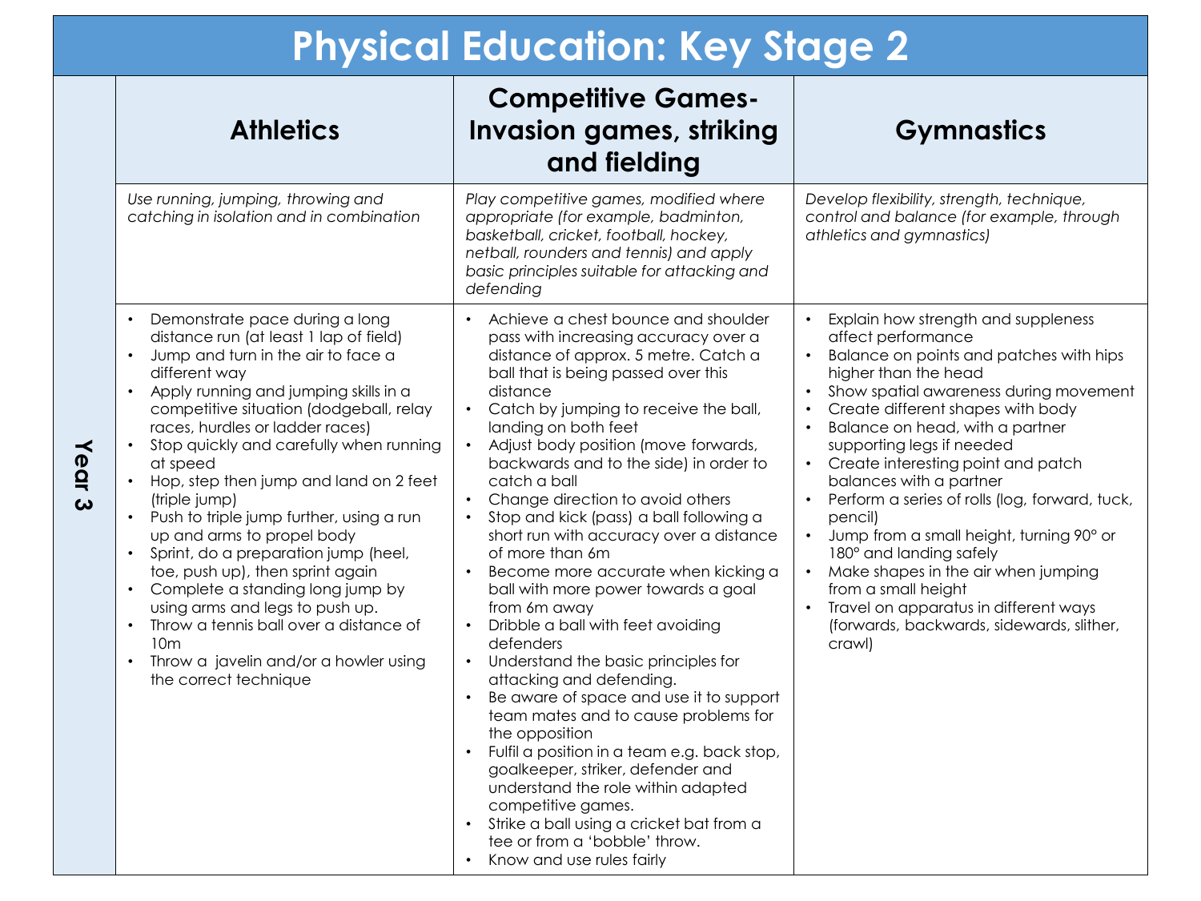# Physical Education: Key Stage 2

| | Athletics | Competitive Games- Invasion games, striking and fielding | Gymnastics |
|---|---|---|---|
| | *Use running, jumping, throwing and catching in isolation and in combination* | *Play competitive games, modified where appropriate (for example, badminton, basketball, cricket, football, hockey, netball, rounders and tennis) and apply basic principles suitable for attacking and defending* | *Develop flexibility, strength, technique, control and balance (for example, through athletics and gymnastics)* |
| **Year 3** | • Demonstrate pace during a long distance run (at least 1 lap of field)<br>• Jump and turn in the air to face a different way<br>• Apply running and jumping skills in a competitive situation (dodgeball, relay races, hurdles or ladder races)<br>• Stop quickly and carefully when running at speed<br>• Hop, step then jump and land on 2 feet (triple jump)<br>• Push to triple jump further, using a run up and arms to propel body<br>• Sprint, do a preparation jump (heel, toe, push up), then sprint again<br>• Complete a standing long jump by using arms and legs to push up.<br>• Throw a tennis ball over a distance of 10m<br>• Throw a javelin and/or a howler using the correct technique | • Achieve a chest bounce and shoulder pass with increasing accuracy over a distance of approx. 5 metre. Catch a ball that is being passed over this distance<br>• Catch by jumping to receive the ball, landing on both feet<br>• Adjust body position (move forwards, backwards and to the side) in order to catch a ball<br>• Change direction to avoid others<br>• Stop and kick (pass) a ball following a short run with accuracy over a distance of more than 6m<br>• Become more accurate when kicking a ball with more power towards a goal from 6m away<br>• Dribble a ball with feet avoiding defenders<br>• Understand the basic principles for attacking and defending.<br>• Be aware of space and use it to support team mates and to cause problems for the opposition<br>• Fulfil a position in a team e.g. back stop, goalkeeper, striker, defender and understand the role within adapted competitive games.<br>• Strike a ball using a cricket bat from a tee or from a 'bobble' throw.<br>• Know and use rules fairly | • Explain how strength and suppleness affect performance<br>• Balance on points and patches with hips higher than the head<br>• Show spatial awareness during movement<br>• Create different shapes with body<br>• Balance on head, with a partner supporting legs if needed<br>• Create interesting point and patch balances with a partner<br>• Perform a series of rolls (log, forward, tuck, pencil)<br>• Jump from a small height, turning 90° or 180° and landing safely<br>• Make shapes in the air when jumping from a small height<br>• Travel on apparatus in different ways (forwards, backwards, sidewards, slither, crawl) |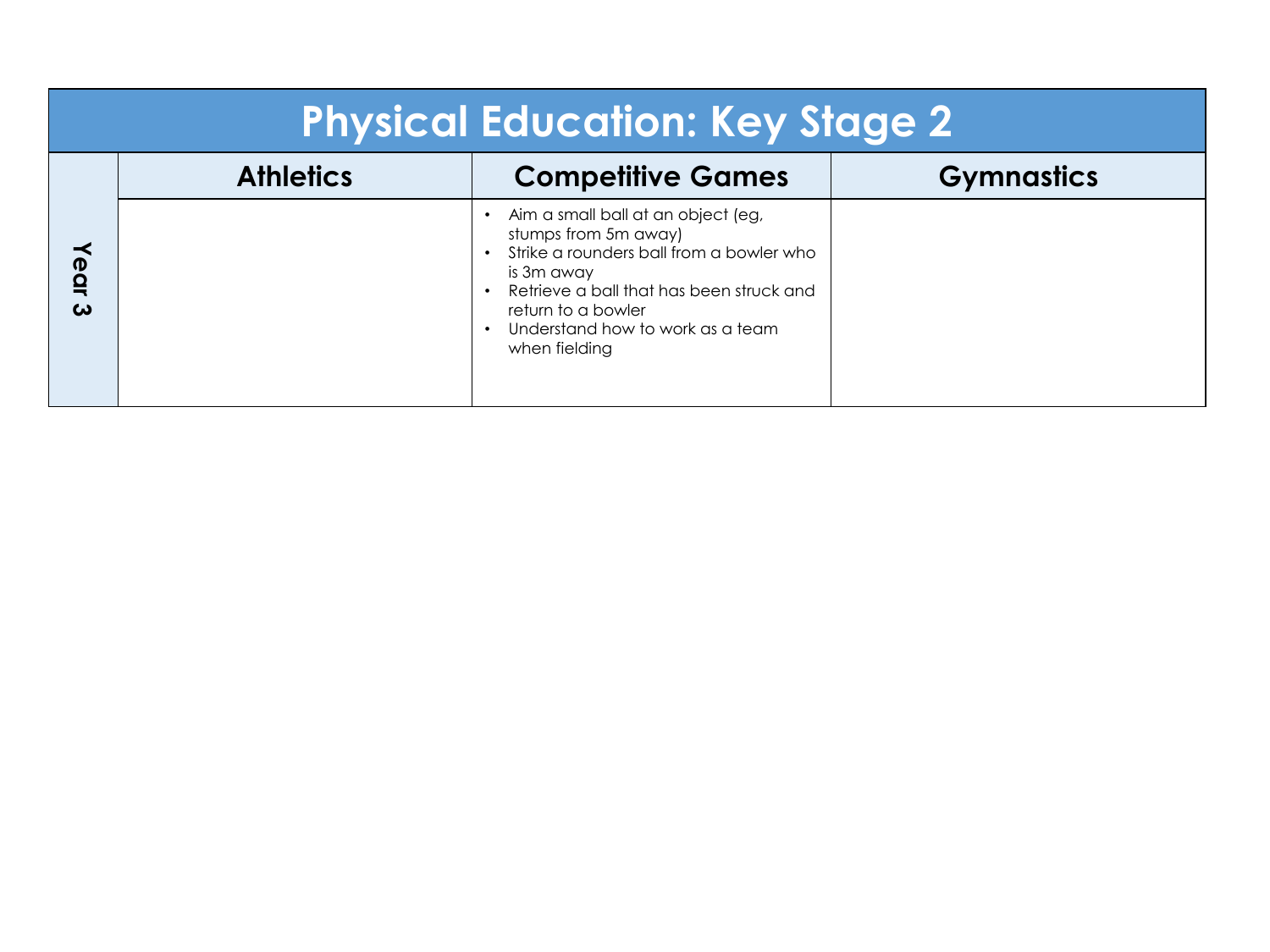# Physical Education: Key Stage 2

| | Athletics | Competitive Games | Gymnastics |
|---|---|---|---|
| **Year 3** | | • Aim a small ball at an object (eg, stumps from 5m away)<br>• Strike a rounders ball from a bowler who is 3m away<br>• Retrieve a ball that has been struck and return to a bowler<br>• Understand how to work as a team when fielding | |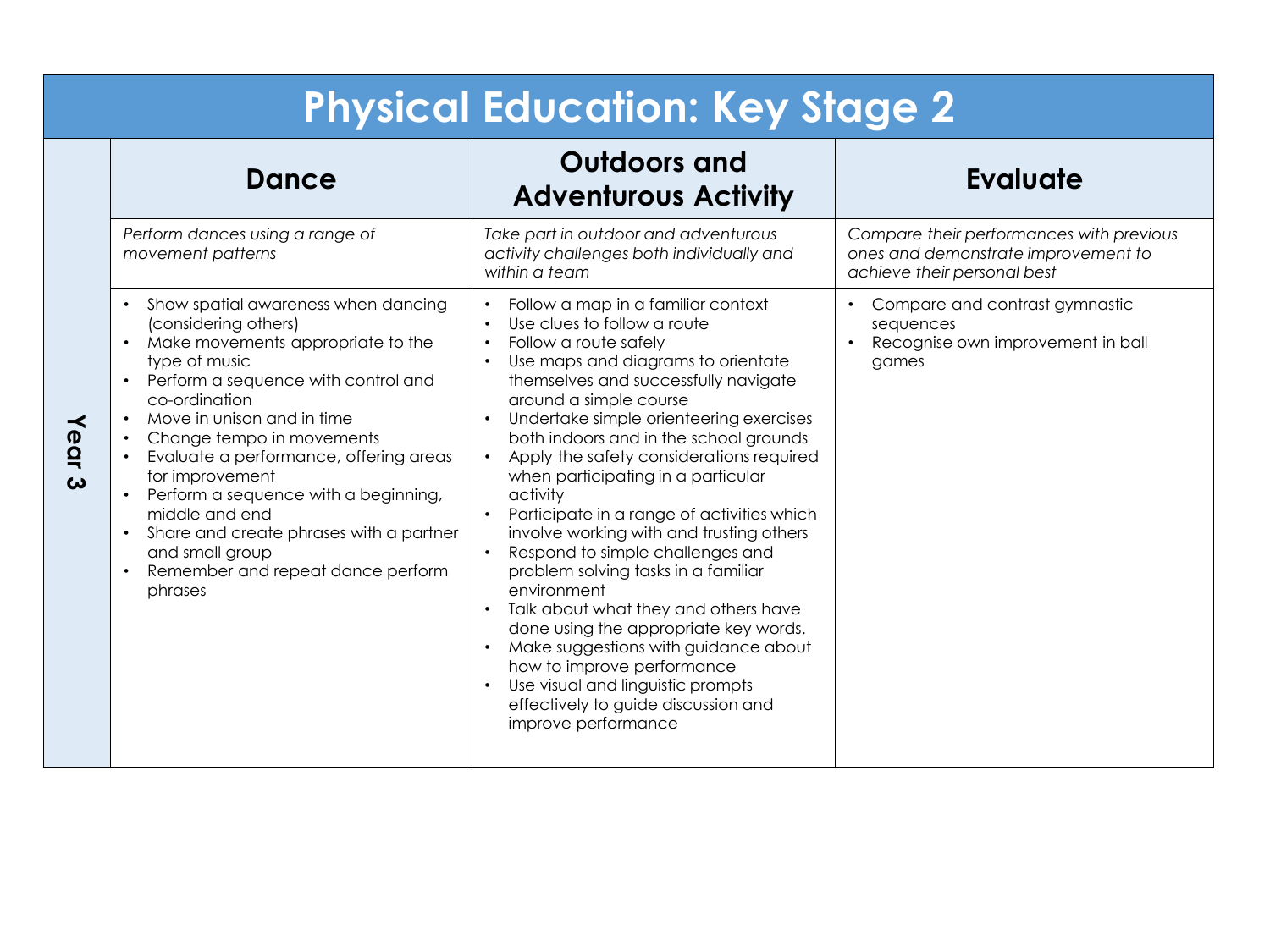# Physical Education: Key Stage 2

| | Dance | Outdoors and Adventurous Activity | Evaluate |
|---|---|---|---|
| **Year 3** | *Perform dances using a range of movement patterns* | *Take part in outdoor and adventurous activity challenges both individually and within a team* | *Compare their performances with previous ones and demonstrate improvement to achieve their personal best* |
| | • Show spatial awareness when dancing (considering others)<br>• Make movements appropriate to the type of music<br>• Perform a sequence with control and co-ordination<br>• Move in unison and in time<br>• Change tempo in movements<br>• Evaluate a performance, offering areas for improvement<br>• Perform a sequence with a beginning, middle and end<br>• Share and create phrases with a partner and small group<br>• Remember and repeat dance perform phrases | • Follow a map in a familiar context<br>• Use clues to follow a route<br>• Follow a route safely<br>• Use maps and diagrams to orientate themselves and successfully navigate around a simple course<br>• Undertake simple orienteering exercises both indoors and in the school grounds<br>• Apply the safety considerations required when participating in a particular activity<br>• Participate in a range of activities which involve working with and trusting others<br>• Respond to simple challenges and problem solving tasks in a familiar environment<br>• Talk about what they and others have done using the appropriate key words.<br>• Make suggestions with guidance about how to improve performance<br>• Use visual and linguistic prompts effectively to guide discussion and improve performance | • Compare and contrast gymnastic sequences<br>• Recognise own improvement in ball games |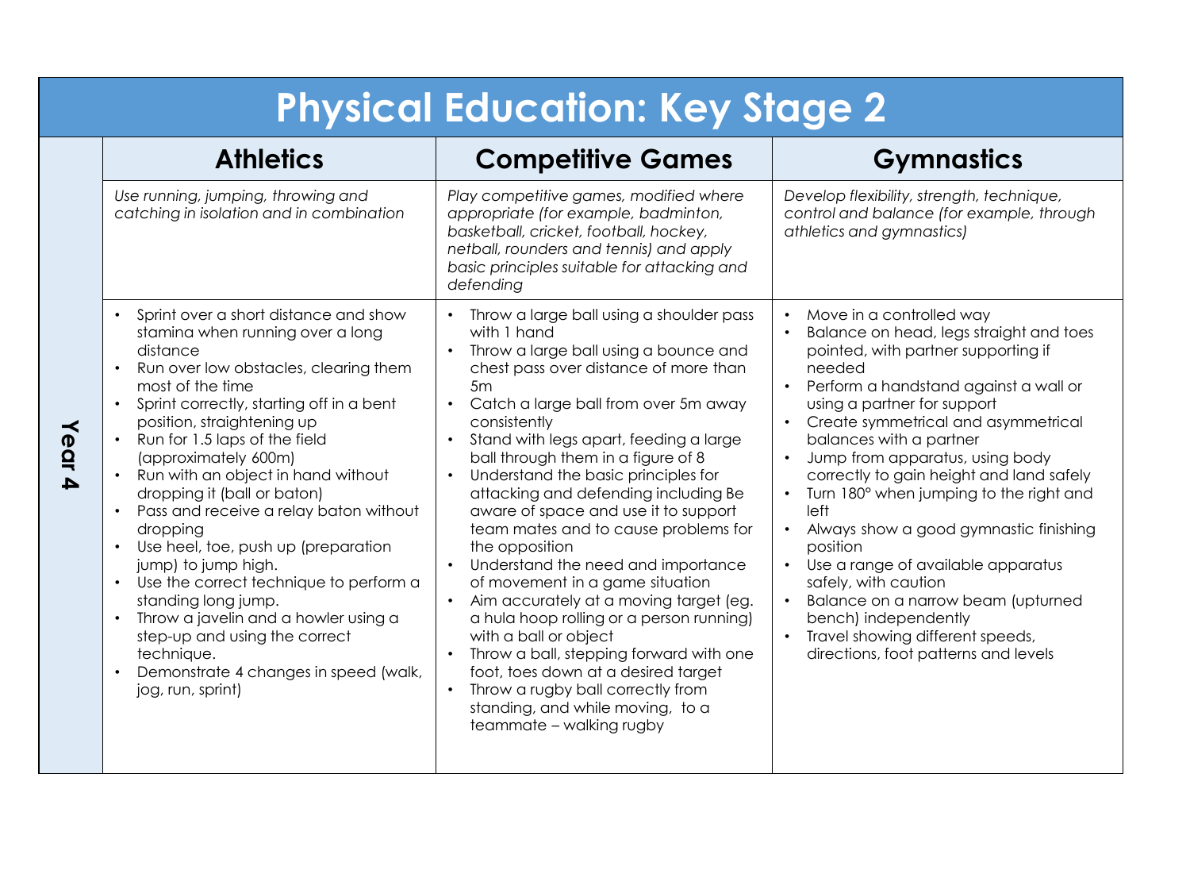# Physical Education: Key Stage 2

| | Athletics | Competitive Games | Gymnastics |
|---|---|---|---|
| | *Use running, jumping, throwing and catching in isolation and in combination* | *Play competitive games, modified where appropriate (for example, badminton, basketball, cricket, football, hockey, netball, rounders and tennis) and apply basic principles suitable for attacking and defending* | *Develop flexibility, strength, technique, control and balance (for example, through athletics and gymnastics)* |
| **Year 4** | • Sprint over a short distance and show stamina when running over a long distance<br>• Run over low obstacles, clearing them most of the time<br>• Sprint correctly, starting off in a bent position, straightening up<br>• Run for 1.5 laps of the field (approximately 600m)<br>• Run with an object in hand without dropping it (ball or baton)<br>• Pass and receive a relay baton without dropping<br>• Use heel, toe, push up (preparation jump) to jump high.<br>• Use the correct technique to perform a standing long jump.<br>• Throw a javelin and a howler using a step-up and using the correct technique.<br>• Demonstrate 4 changes in speed (walk, jog, run, sprint) | • Throw a large ball using a shoulder pass with 1 hand<br>• Throw a large ball using a bounce and chest pass over distance of more than 5m<br>• Catch a large ball from over 5m away consistently<br>• Stand with legs apart, feeding a large ball through them in a figure of 8<br>• Understand the basic principles for attacking and defending including Be aware of space and use it to support team mates and to cause problems for the opposition<br>• Understand the need and importance of movement in a game situation<br>• Aim accurately at a moving target (eg. a hula hoop rolling or a person running) with a ball or object<br>• Throw a ball, stepping forward with one foot, toes down at a desired target<br>• Throw a rugby ball correctly from standing, and while moving, to a teammate – walking rugby | • Move in a controlled way<br>• Balance on head, legs straight and toes pointed, with partner supporting if needed<br>• Perform a handstand against a wall or using a partner for support<br>• Create symmetrical and asymmetrical balances with a partner<br>• Jump from apparatus, using body correctly to gain height and land safely<br>• Turn 180° when jumping to the right and left<br>• Always show a good gymnastic finishing position<br>• Use a range of available apparatus safely, with caution<br>• Balance on a narrow beam (upturned bench) independently<br>• Travel showing different speeds, directions, foot patterns and levels |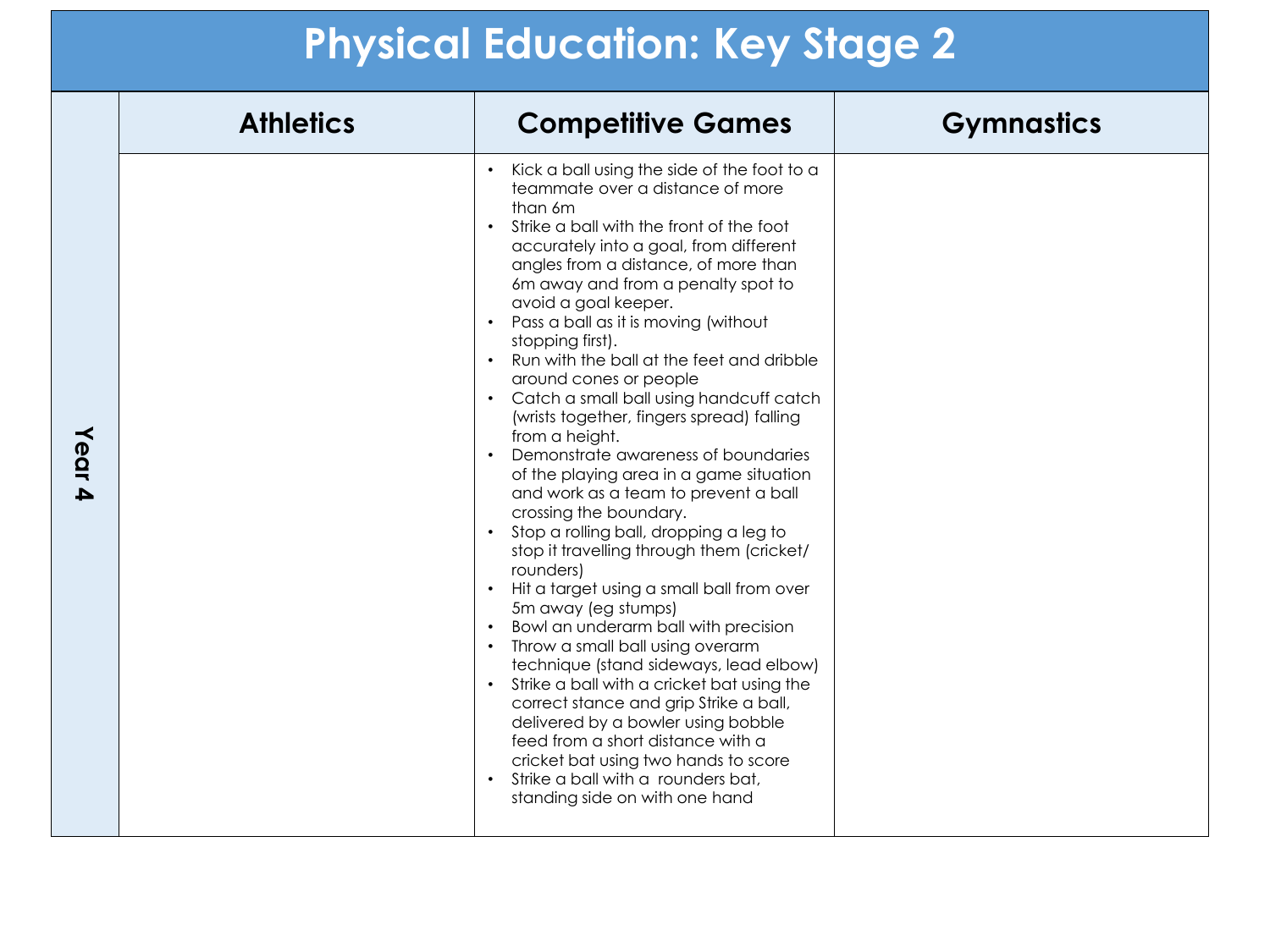# Physical Education: Key Stage 2

| | Athletics | Competitive Games | Gymnastics |
|---|---|---|---|
| Year 4 | | • Kick a ball using the side of the foot to a teammate over a distance of more than 6m<br>• Strike a ball with the front of the foot accurately into a goal, from different angles from a distance, of more than 6m away and from a penalty spot to avoid a goal keeper.<br>• Pass a ball as it is moving (without stopping first).<br>• Run with the ball at the feet and dribble around cones or people<br>• Catch a small ball using handcuff catch (wrists together, fingers spread) falling from a height.<br>• Demonstrate awareness of boundaries of the playing area in a game situation and work as a team to prevent a ball crossing the boundary.<br>• Stop a rolling ball, dropping a leg to stop it travelling through them (cricket/ rounders)<br>• Hit a target using a small ball from over 5m away (eg stumps)<br>• Bowl an underarm ball with precision<br>• Throw a small ball using overarm technique (stand sideways, lead elbow)<br>• Strike a ball with a cricket bat using the correct stance and grip Strike a ball, delivered by a bowler using bobble feed from a short distance with a cricket bat using two hands to score<br>• Strike a ball with a rounders bat, standing side on with one hand | |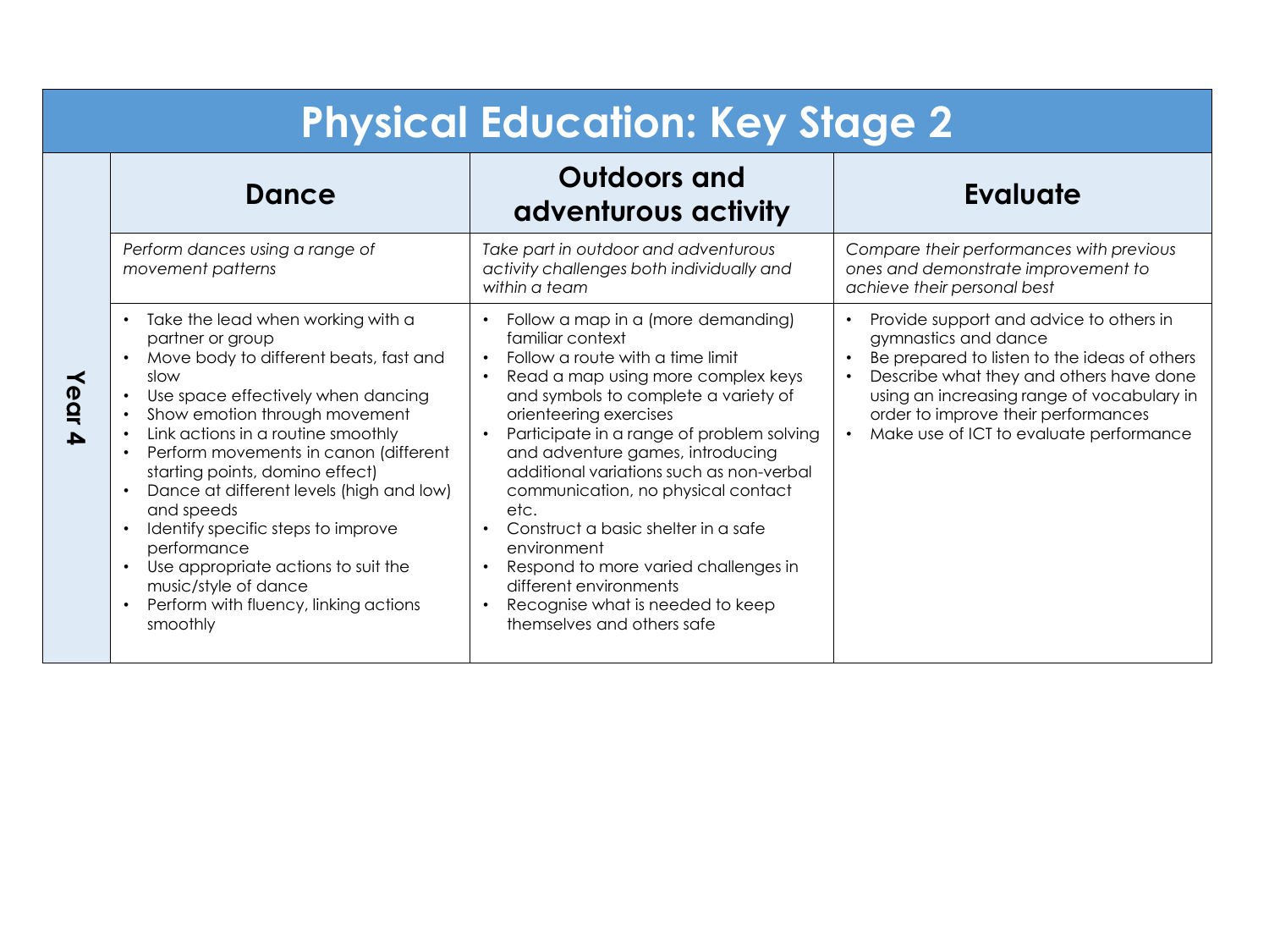# Physical Education: Key Stage 2

| | Dance | Outdoors and adventurous activity | Evaluate |
|---|---|---|---|
| Year 4 | *Perform dances using a range of movement patterns* | *Take part in outdoor and adventurous activity challenges both individually and within a team* | *Compare their performances with previous ones and demonstrate improvement to achieve their personal best* |
| | • Take the lead when working with a partner or group<br>• Move body to different beats, fast and slow<br>• Use space effectively when dancing<br>• Show emotion through movement<br>• Link actions in a routine smoothly<br>• Perform movements in canon (different starting points, domino effect)<br>• Dance at different levels (high and low) and speeds<br>• Identify specific steps to improve performance<br>• Use appropriate actions to suit the music/style of dance<br>• Perform with fluency, linking actions smoothly | • Follow a map in a (more demanding) familiar context<br>• Follow a route with a time limit<br>• Read a map using more complex keys and symbols to complete a variety of orienteering exercises<br>• Participate in a range of problem solving and adventure games, introducing additional variations such as non-verbal communication, no physical contact etc.<br>• Construct a basic shelter in a safe environment<br>• Respond to more varied challenges in different environments<br>• Recognise what is needed to keep themselves and others safe | • Provide support and advice to others in gymnastics and dance<br>• Be prepared to listen to the ideas of others<br>• Describe what they and others have done using an increasing range of vocabulary in order to improve their performances<br>• Make use of ICT to evaluate performance |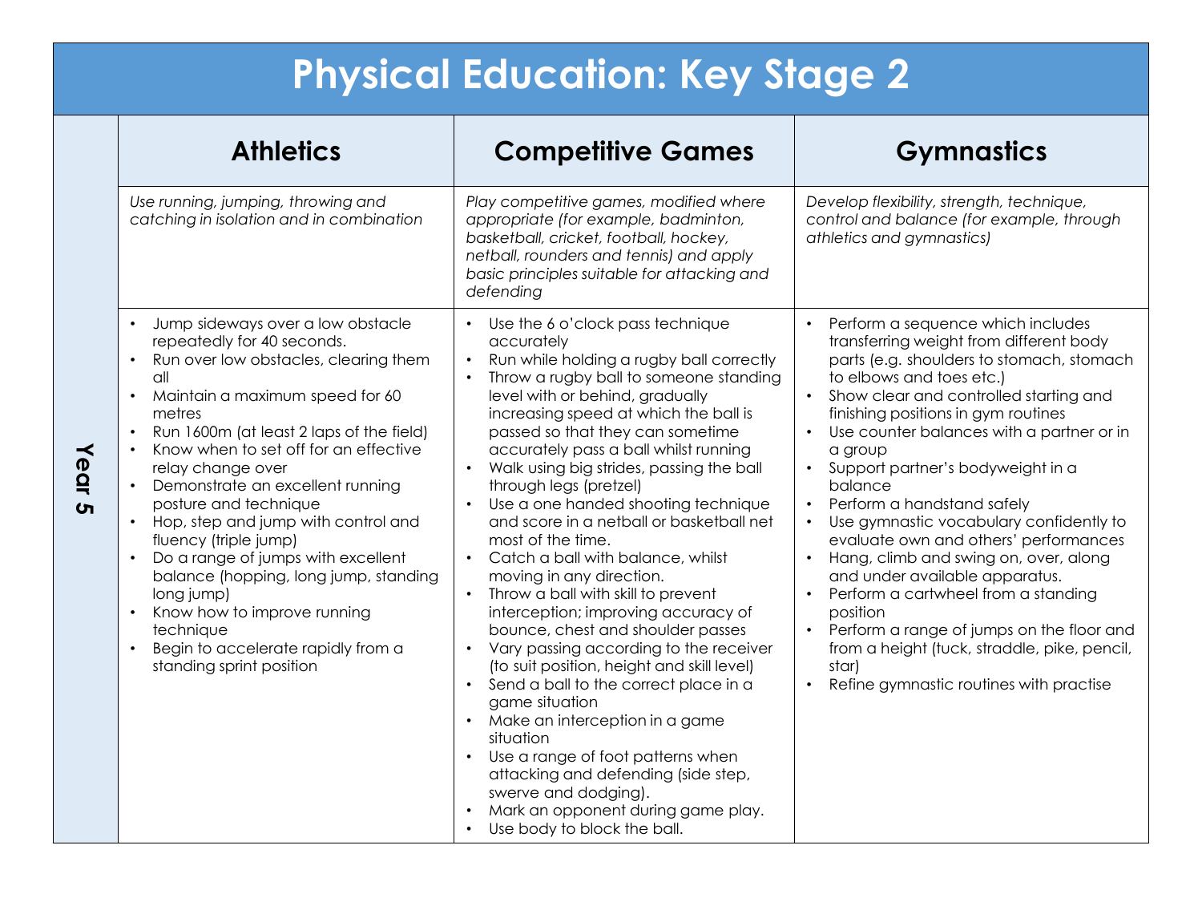# Physical Education: Key Stage 2

| Year 5 | Athletics | Competitive Games | Gymnastics |
|---|---|---|---|
| | *Use running, jumping, throwing and catching in isolation and in combination* | *Play competitive games, modified where appropriate (for example, badminton, basketball, cricket, football, hockey, netball, rounders and tennis) and apply basic principles suitable for attacking and defending* | *Develop flexibility, strength, technique, control and balance (for example, through athletics and gymnastics)* |
| | • Jump sideways over a low obstacle repeatedly for 40 seconds.<br>• Run over low obstacles, clearing them all<br>• Maintain a maximum speed for 60 metres<br>• Run 1600m (at least 2 laps of the field)<br>• Know when to set off for an effective relay change over<br>• Demonstrate an excellent running posture and technique<br>• Hop, step and jump with control and fluency (triple jump)<br>• Do a range of jumps with excellent balance (hopping, long jump, standing long jump)<br>• Know how to improve running technique<br>• Begin to accelerate rapidly from a standing sprint position | • Use the 6 o'clock pass technique accurately<br>• Run while holding a rugby ball correctly<br>• Throw a rugby ball to someone standing level with or behind, gradually increasing speed at which the ball is passed so that they can sometime accurately pass a ball whilst running<br>• Walk using big strides, passing the ball through legs (pretzel)<br>• Use a one handed shooting technique and score in a netball or basketball net most of the time.<br>• Catch a ball with balance, whilst moving in any direction.<br>• Throw a ball with skill to prevent interception; improving accuracy of bounce, chest and shoulder passes<br>• Vary passing according to the receiver (to suit position, height and skill level)<br>• Send a ball to the correct place in a game situation<br>• Make an interception in a game situation<br>• Use a range of foot patterns when attacking and defending (side step, swerve and dodging).<br>• Mark an opponent during game play.<br>• Use body to block the ball. | • Perform a sequence which includes transferring weight from different body parts (e.g. shoulders to stomach, stomach to elbows and toes etc.)<br>• Show clear and controlled starting and finishing positions in gym routines<br>• Use counter balances with a partner or in a group<br>• Support partner's bodyweight in a balance<br>• Perform a handstand safely<br>• Use gymnastic vocabulary confidently to evaluate own and others' performances<br>• Hang, climb and swing on, over, along and under available apparatus.<br>• Perform a cartwheel from a standing position<br>• Perform a range of jumps on the floor and from a height (tuck, straddle, pike, pencil, star)<br>• Refine gymnastic routines with practise |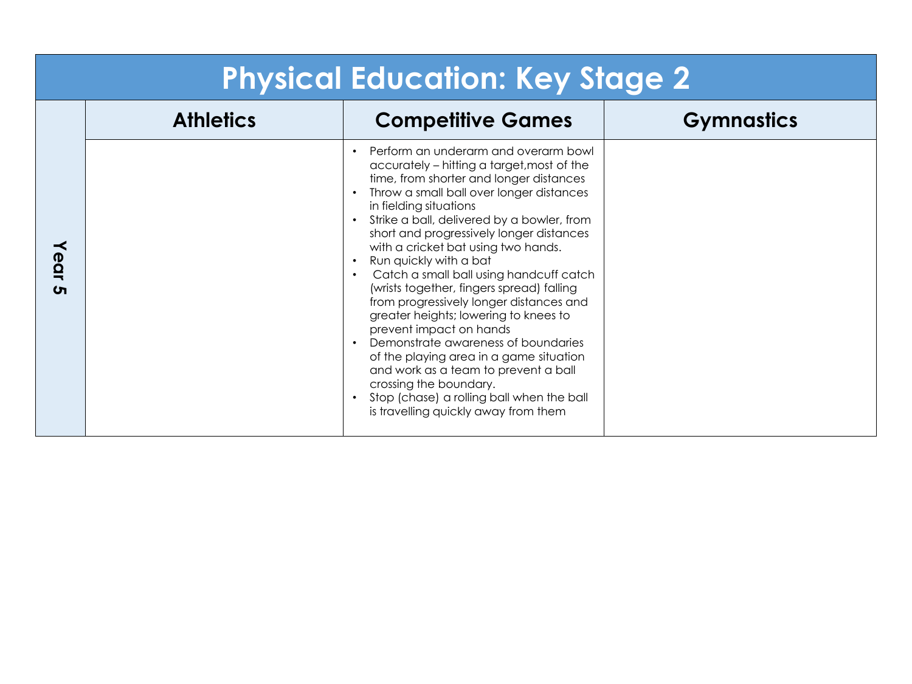# Physical Education: Key Stage 2

| | Athletics | Competitive Games | Gymnastics |
|---|---|---|---|
| Year 5 | | • Perform an underarm and overarm bowl accurately – hitting a target,most of the time, from shorter and longer distances<br>• Throw a small ball over longer distances in fielding situations<br>• Strike a ball, delivered by a bowler, from short and progressively longer distances with a cricket bat using two hands.<br>• Run quickly with a bat<br>• Catch a small ball using handcuff catch (wrists together, fingers spread) falling from progressively longer distances and greater heights; lowering to knees to prevent impact on hands<br>• Demonstrate awareness of boundaries of the playing area in a game situation and work as a team to prevent a ball crossing the boundary.<br>• Stop (chase) a rolling ball when the ball is travelling quickly away from them | |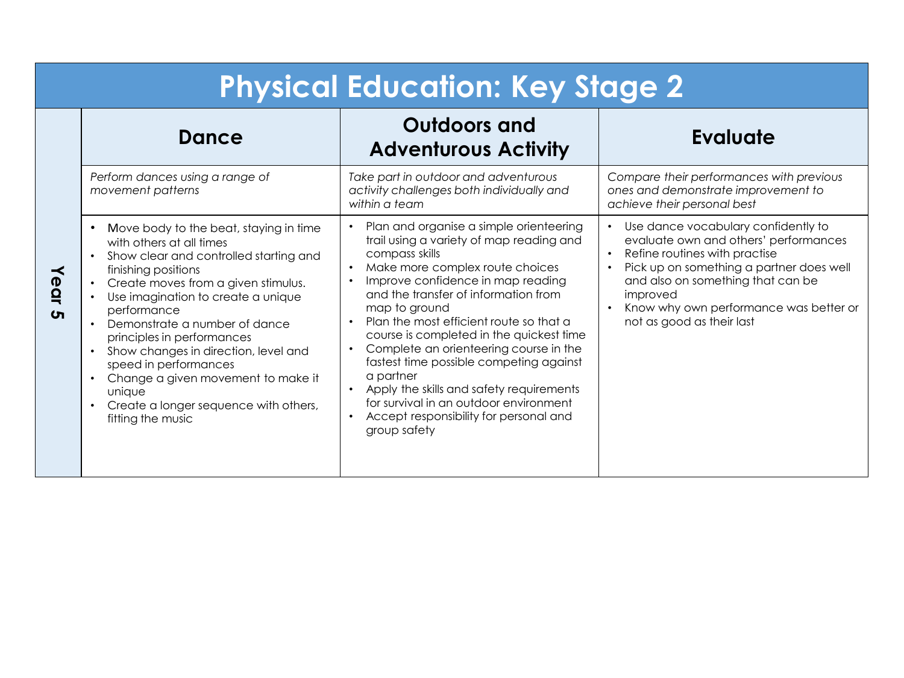# Physical Education: Key Stage 2

| | Dance | Outdoors and Adventurous Activity | Evaluate |
|---|---|---|---|
| | *Perform dances using a range of movement patterns* | *Take part in outdoor and adventurous activity challenges both individually and within a team* | *Compare their performances with previous ones and demonstrate improvement to achieve their personal best* |
| **Year 5** | • Move body to the beat, staying in time with others at all times<br>• Show clear and controlled starting and finishing positions<br>• Create moves from a given stimulus.<br>• Use imagination to create a unique performance<br>• Demonstrate a number of dance principles in performances<br>• Show changes in direction, level and speed in performances<br>• Change a given movement to make it unique<br>• Create a longer sequence with others, fitting the music | • Plan and organise a simple orienteering trail using a variety of map reading and compass skills<br>• Make more complex route choices<br>• Improve confidence in map reading and the transfer of information from map to ground<br>• Plan the most efficient route so that a course is completed in the quickest time<br>• Complete an orienteering course in the fastest time possible competing against a partner<br>• Apply the skills and safety requirements for survival in an outdoor environment<br>• Accept responsibility for personal and group safety | • Use dance vocabulary confidently to evaluate own and others' performances<br>• Refine routines with practise<br>• Pick up on something a partner does well and also on something that can be improved<br>• Know why own performance was better or not as good as their last |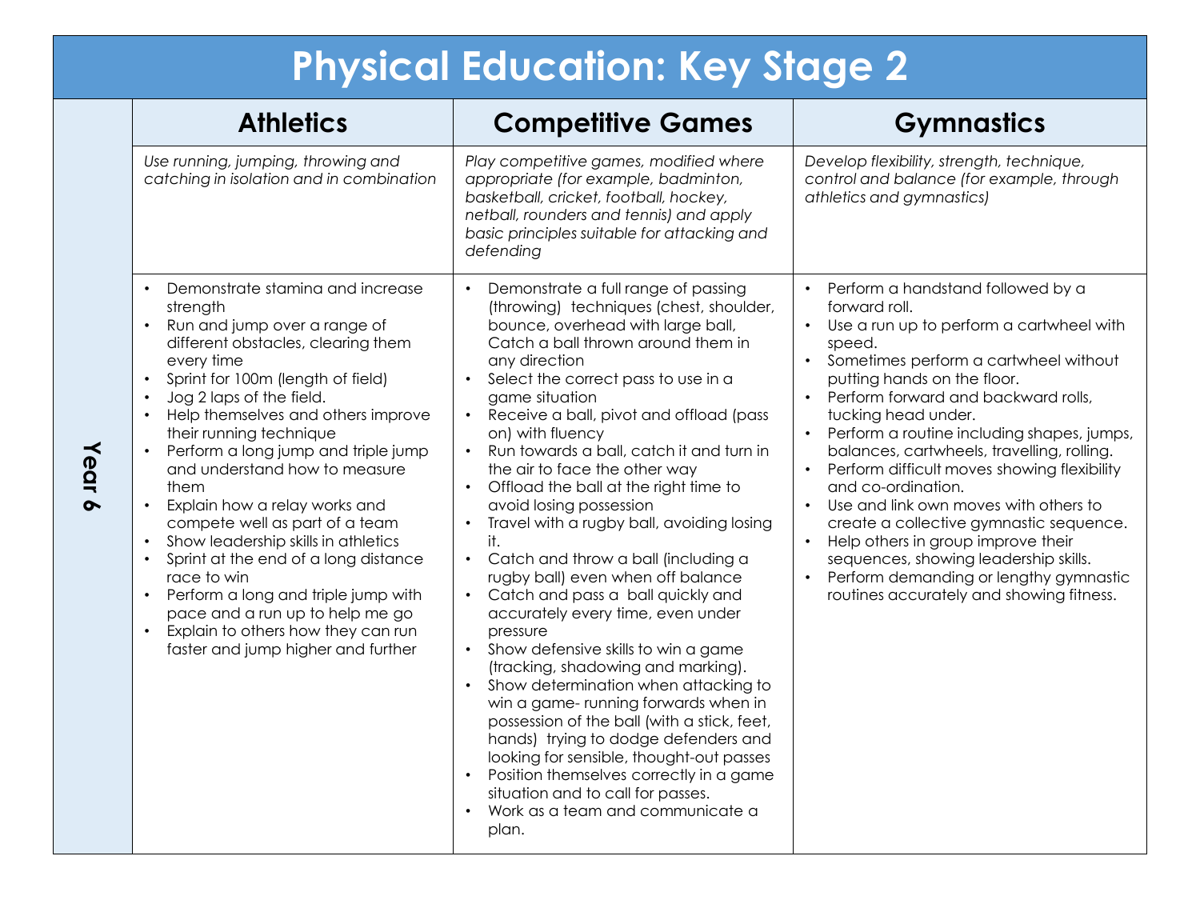# Physical Education: Key Stage 2

| | Athletics | Competitive Games | Gymnastics |
|---|---|---|---|
| | *Use running, jumping, throwing and catching in isolation and in combination* | *Play competitive games, modified where appropriate (for example, badminton, basketball, cricket, football, hockey, netball, rounders and tennis) and apply basic principles suitable for attacking and defending* | *Develop flexibility, strength, technique, control and balance (for example, through athletics and gymnastics)* |
| **Year 6** | • Demonstrate stamina and increase strength<br>• Run and jump over a range of different obstacles, clearing them every time<br>• Sprint for 100m (length of field)<br>• Jog 2 laps of the field.<br>• Help themselves and others improve their running technique<br>• Perform a long jump and triple jump and understand how to measure them<br>• Explain how a relay works and compete well as part of a team<br>• Show leadership skills in athletics<br>• Sprint at the end of a long distance race to win<br>• Perform a long and triple jump with pace and a run up to help me go<br>• Explain to others how they can run faster and jump higher and further | • Demonstrate a full range of passing (throwing) techniques (chest, shoulder, bounce, overhead with large ball, Catch a ball thrown around them in any direction<br>• Select the correct pass to use in a game situation<br>• Receive a ball, pivot and offload (pass on) with fluency<br>• Run towards a ball, catch it and turn in the air to face the other way<br>• Offload the ball at the right time to avoid losing possession<br>• Travel with a rugby ball, avoiding losing it.<br>• Catch and throw a ball (including a rugby ball) even when off balance<br>• Catch and pass a ball quickly and accurately every time, even under pressure<br>• Show defensive skills to win a game (tracking, shadowing and marking).<br>• Show determination when attacking to win a game- running forwards when in possession of the ball (with a stick, feet, hands) trying to dodge defenders and looking for sensible, thought-out passes<br>• Position themselves correctly in a game situation and to call for passes.<br>• Work as a team and communicate a plan. | • Perform a handstand followed by a forward roll.<br>• Use a run up to perform a cartwheel with speed.<br>• Sometimes perform a cartwheel without putting hands on the floor.<br>• Perform forward and backward rolls, tucking head under.<br>• Perform a routine including shapes, jumps, balances, cartwheels, travelling, rolling.<br>• Perform difficult moves showing flexibility and co-ordination.<br>• Use and link own moves with others to create a collective gymnastic sequence.<br>• Help others in group improve their sequences, showing leadership skills.<br>• Perform demanding or lengthy gymnastic routines accurately and showing fitness. |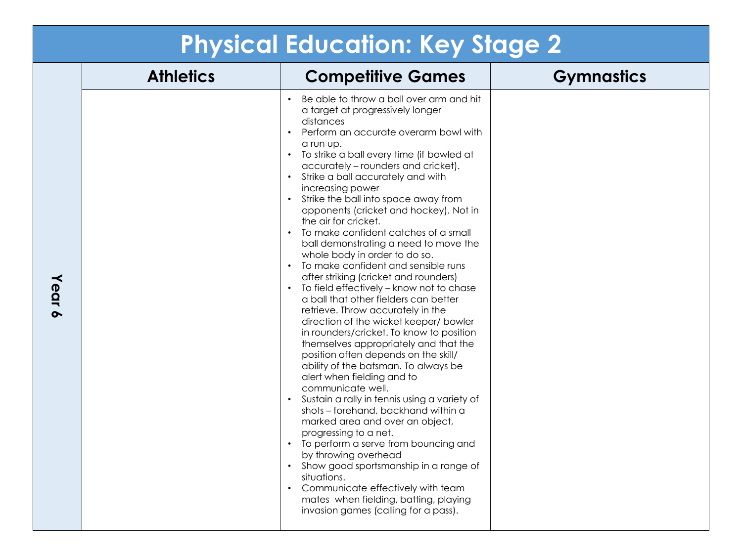# Physical Education: Key Stage 2

| | Athletics | Competitive Games | Gymnastics |
|---|---|---|---|
| **Year 6** | | • Be able to throw a ball over arm and hit a target at progressively longer distances<br>• Perform an accurate overarm bowl with a run up.<br>• To strike a ball every time (if bowled at accurately – rounders and cricket).<br>• Strike a ball accurately and with increasing power<br>• Strike the ball into space away from opponents (cricket and hockey). Not in the air for cricket.<br>• To make confident catches of a small ball demonstrating a need to move the whole body in order to do so.<br>• To make confident and sensible runs after striking (cricket and rounders)<br>• To field effectively – know not to chase a ball that other fielders can better retrieve. Throw accurately in the direction of the wicket keeper/ bowler in rounders/cricket. To know to position themselves appropriately and that the position often depends on the skill/ ability of the batsman. To always be alert when fielding and to communicate well.<br>• Sustain a rally in tennis using a variety of shots – forehand, backhand within a marked area and over an object, progressing to a net.<br>• To perform a serve from bouncing and by throwing overhead<br>• Show good sportsmanship in a range of situations.<br>• Communicate effectively with team mates when fielding, batting, playing invasion games (calling for a pass). | |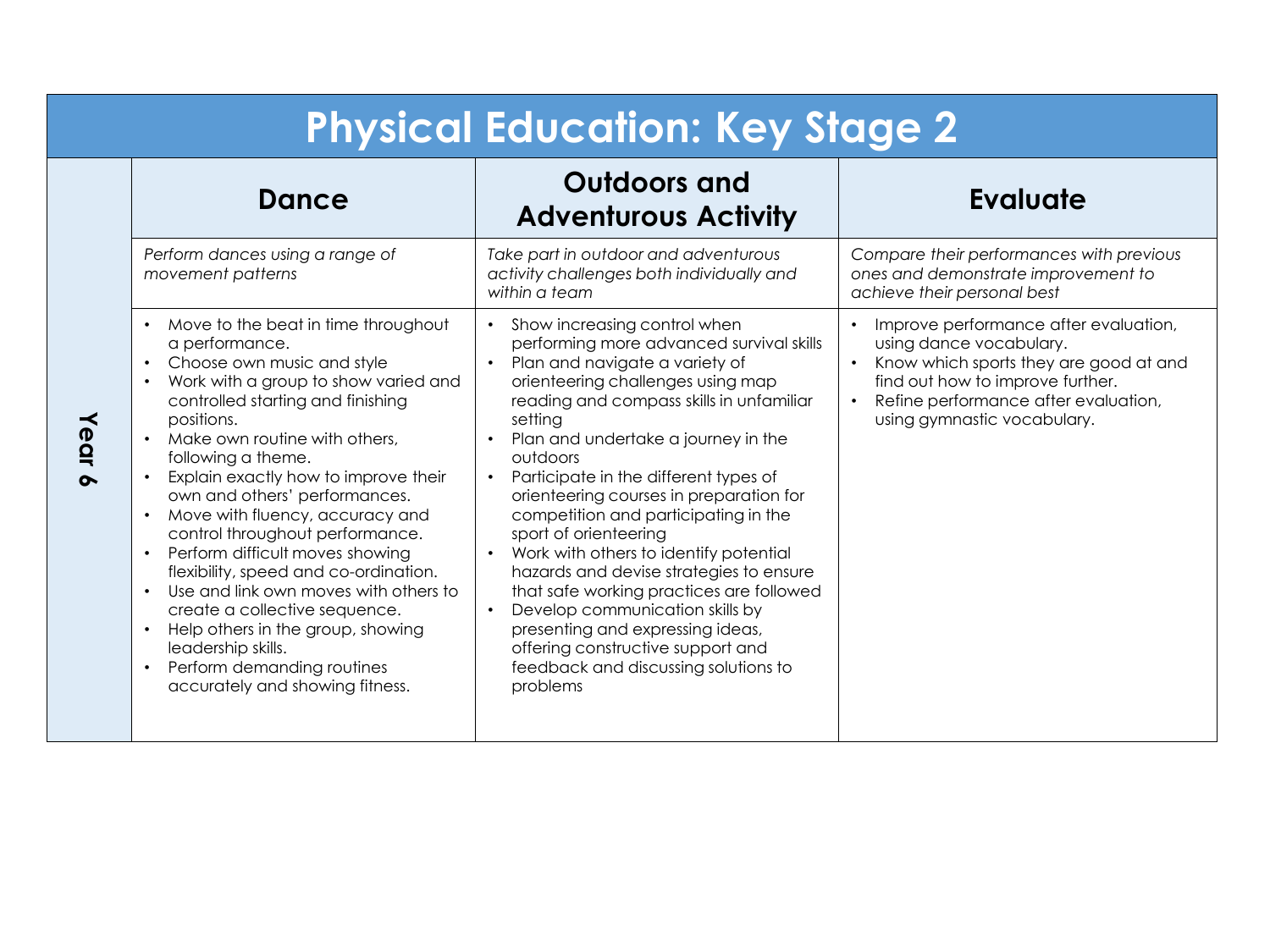# Physical Education: Key Stage 2

| | Dance | Outdoors and Adventurous Activity | Evaluate |
|---|---|---|---|
| **Year 6** | *Perform dances using a range of movement patterns* | *Take part in outdoor and adventurous activity challenges both individually and within a team* | *Compare their performances with previous ones and demonstrate improvement to achieve their personal best* |
| | • Move to the beat in time throughout a performance.<br>• Choose own music and style<br>• Work with a group to show varied and controlled starting and finishing positions.<br>• Make own routine with others, following a theme.<br>• Explain exactly how to improve their own and others' performances.<br>• Move with fluency, accuracy and control throughout performance.<br>• Perform difficult moves showing flexibility, speed and co-ordination.<br>• Use and link own moves with others to create a collective sequence.<br>• Help others in the group, showing leadership skills.<br>• Perform demanding routines accurately and showing fitness. | • Show increasing control when performing more advanced survival skills<br>• Plan and navigate a variety of orienteering challenges using map reading and compass skills in unfamiliar setting<br>• Plan and undertake a journey in the outdoors<br>• Participate in the different types of orienteering courses in preparation for competition and participating in the sport of orienteering<br>• Work with others to identify potential hazards and devise strategies to ensure that safe working practices are followed<br>• Develop communication skills by presenting and expressing ideas, offering constructive support and feedback and discussing solutions to problems | • Improve performance after evaluation, using dance vocabulary.<br>• Know which sports they are good at and find out how to improve further.<br>• Refine performance after evaluation, using gymnastic vocabulary. |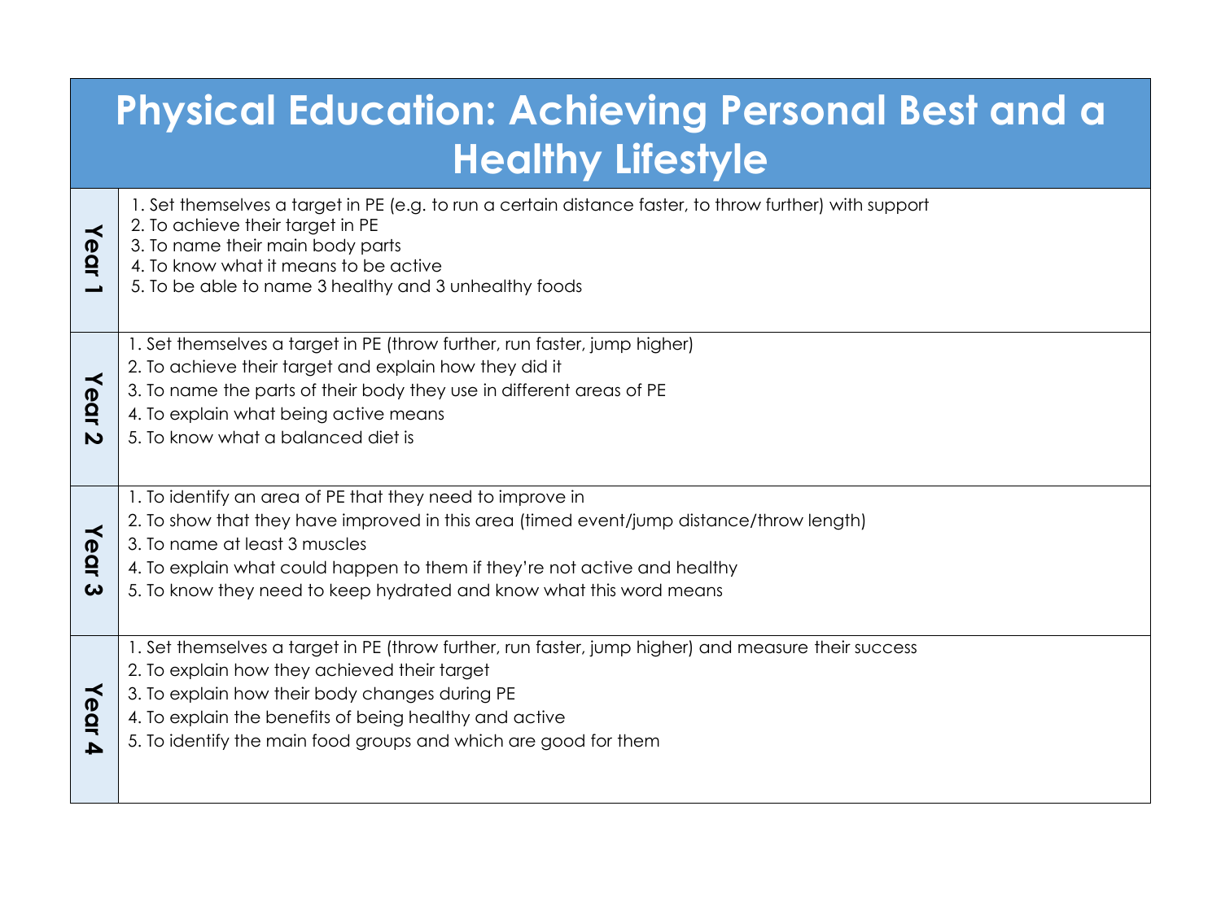# Physical Education: Achieving Personal Best and a Healthy Lifestyle

| | |
|---|---|
| **Year 1** | 1. Set themselves a target in PE (e.g. to run a certain distance faster, to throw further) with support<br>2. To achieve their target in PE<br>3. To name their main body parts<br>4. To know what it means to be active<br>5. To be able to name 3 healthy and 3 unhealthy foods |
| **Year 2** | 1. Set themselves a target in PE (throw further, run faster, jump higher)<br>2. To achieve their target and explain how they did it<br>3. To name the parts of their body they use in different areas of PE<br>4. To explain what being active means<br>5. To know what a balanced diet is |
| **Year 3** | 1. To identify an area of PE that they need to improve in<br>2. To show that they have improved in this area (timed event/jump distance/throw length)<br>3. To name at least 3 muscles<br>4. To explain what could happen to them if they're not active and healthy<br>5. To know they need to keep hydrated and know what this word means |
| **Year 4** | 1. Set themselves a target in PE (throw further, run faster, jump higher) and measure their success<br>2. To explain how they achieved their target<br>3. To explain how their body changes during PE<br>4. To explain the benefits of being healthy and active<br>5. To identify the main food groups and which are good for them |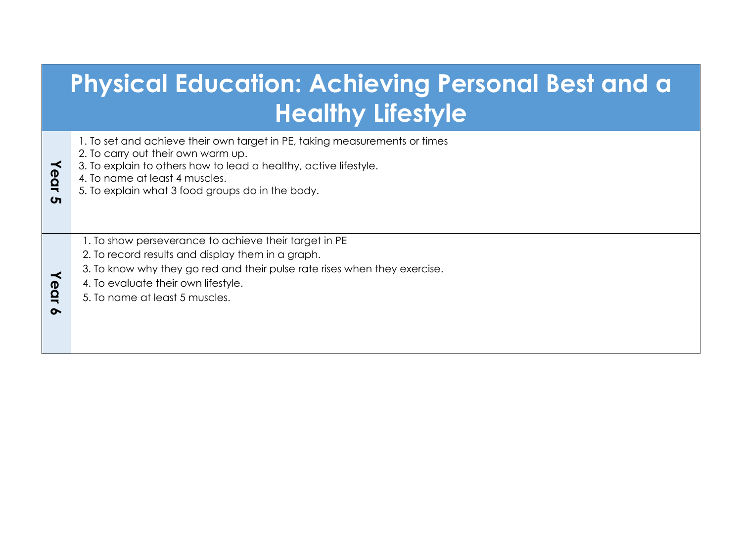| Physical Education: Achieving Personal Best and a Healthy Lifestyle | |
|---|---|
| **Year 5** | 1. To set and achieve their own target in PE, taking measurements or times<br>2. To carry out their own warm up.<br>3. To explain to others how to lead a healthy, active lifestyle.<br>4. To name at least 4 muscles.<br>5. To explain what 3 food groups do in the body. |
| **Year 6** | 1. To show perseverance to achieve their target in PE<br>2. To record results and display them in a graph.<br>3. To know why they go red and their pulse rate rises when they exercise.<br>4. To evaluate their own lifestyle.<br>5. To name at least 5 muscles. |